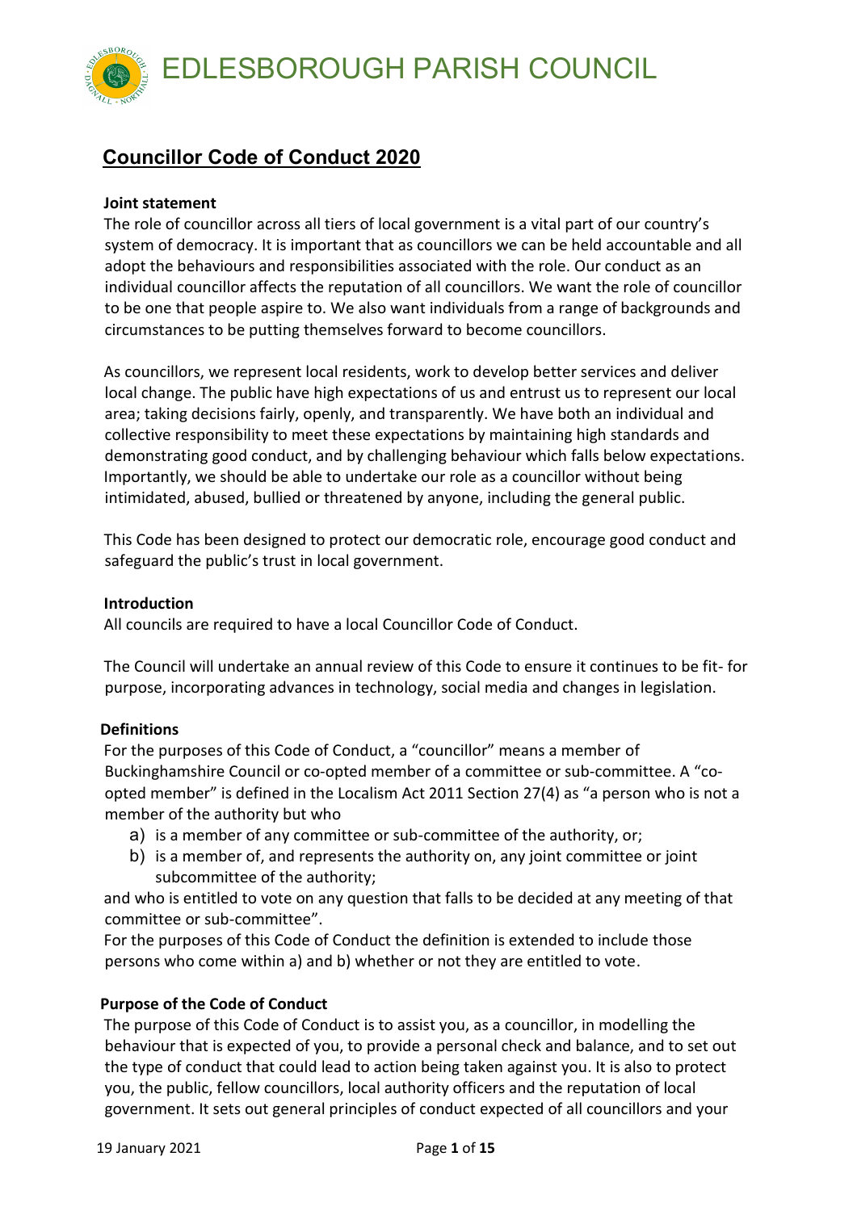# EDLESBOROUGH PARISH COUNCIL

## Councillor Code of Conduct 2020

**Joint statement**

The role of councillor across all tiers of local government is a vital part of our country's system of democracy. It is important that as councillors we can be held accountable and all adopt the behaviours and responsibilities associated with the role. Our conduct as an individual councillor affects the reputation of all councillors. We want the role of councillor to be one that people aspire to. We also want individuals from a range of backgrounds and circumstances to be putting themselves forward to become councillors.

As councillors, we represent local residents, work to develop better services and deliver local change. The public have high expectations of us and entrust us to represent our local area; taking decisions fairly, openly, and transparently. We have both an individual and collective responsibility to meet these expectations by maintaining high standards and demonstrating good conduct, and by challenging behaviour which falls below expectations. Importantly, we should be able to undertake our role as a councillor without being intimidated, abused, bullied or threatened by anyone, including the general public.

This Code has been designed to protect our democratic role, encourage good conduct and safeguard the public's trust in local government.

**Introduction**

All councils are required to have a local Councillor Code of Conduct.

The Council will undertake an annual review of this Code to ensure it continues to be fit- for purpose, incorporating advances in technology, social media and changes in legislation.

**Definitions**

For the purposes of this Code of Conduct, a "councillor" means a member of Buckinghamshire Council or co-opted member of a committee or sub-committee. A "co-opted member" is defined in the Localism Act 2011 Section 27(4) as "a person who is not a member of the authority but who

a) is a member of any committee or sub-committee of the authority, or;
b) is a member of, and represents the authority on, any joint committee or joint subcommittee of the authority;

and who is entitled to vote on any question that falls to be decided at any meeting of that committee or sub-committee".

For the purposes of this Code of Conduct the definition is extended to include those persons who come within a) and b) whether or not they are entitled to vote.

**Purpose of the Code of Conduct**

The purpose of this Code of Conduct is to assist you, as a councillor, in modelling the behaviour that is expected of you, to provide a personal check and balance, and to set out the type of conduct that could lead to action being taken against you. It is also to protect you, the public, fellow councillors, local authority officers and the reputation of local government. It sets out general principles of conduct expected of all councillors and your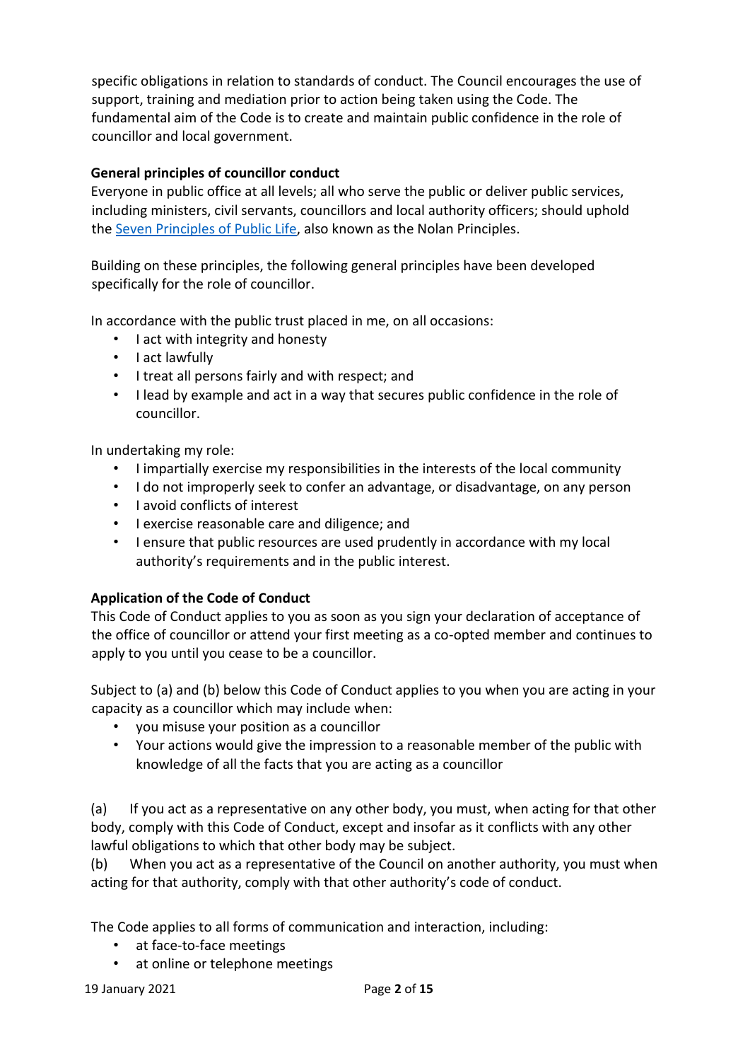specific obligations in relation to standards of conduct. The Council encourages the use of support, training and mediation prior to action being taken using the Code. The fundamental aim of the Code is to create and maintain public confidence in the role of councillor and local government.

**General principles of councillor conduct**

Everyone in public office at all levels; all who serve the public or deliver public services, including ministers, civil servants, councillors and local authority officers; should uphold the Seven Principles of Public Life, also known as the Nolan Principles.

Building on these principles, the following general principles have been developed specifically for the role of councillor.

In accordance with the public trust placed in me, on all occasions:

- I act with integrity and honesty
- I act lawfully
- I treat all persons fairly and with respect; and
- I lead by example and act in a way that secures public confidence in the role of councillor.

In undertaking my role:

- I impartially exercise my responsibilities in the interests of the local community
- I do not improperly seek to confer an advantage, or disadvantage, on any person
- I avoid conflicts of interest
- I exercise reasonable care and diligence; and
- I ensure that public resources are used prudently in accordance with my local authority's requirements and in the public interest.

**Application of the Code of Conduct**

This Code of Conduct applies to you as soon as you sign your declaration of acceptance of the office of councillor or attend your first meeting as a co-opted member and continues to apply to you until you cease to be a councillor.

Subject to (a) and (b) below this Code of Conduct applies to you when you are acting in your capacity as a councillor which may include when:

- you misuse your position as a councillor
- Your actions would give the impression to a reasonable member of the public with knowledge of all the facts that you are acting as a councillor

(a) If you act as a representative on any other body, you must, when acting for that other body, comply with this Code of Conduct, except and insofar as it conflicts with any other lawful obligations to which that other body may be subject.

(b) When you act as a representative of the Council on another authority, you must when acting for that authority, comply with that other authority's code of conduct.

The Code applies to all forms of communication and interaction, including:

- at face-to-face meetings
- at online or telephone meetings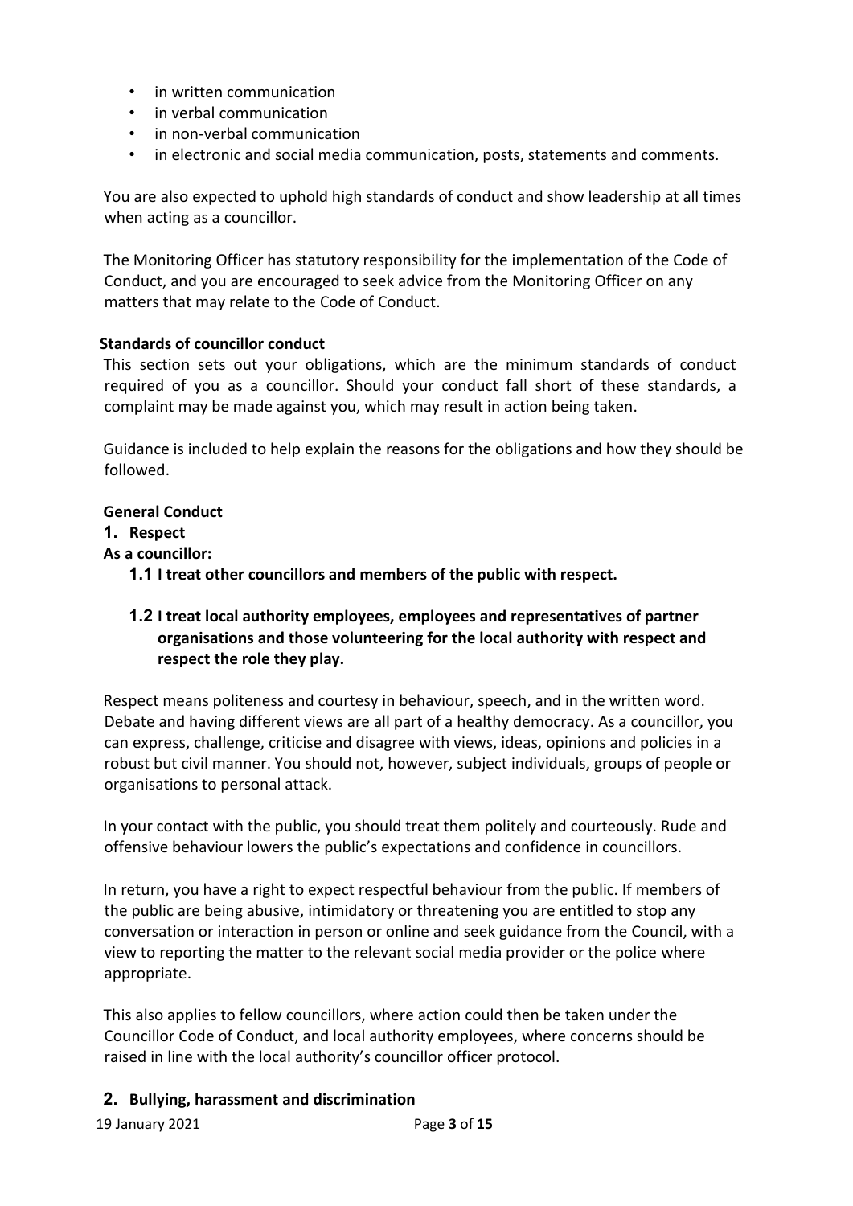- in written communication
- in verbal communication
- in non-verbal communication
- in electronic and social media communication, posts, statements and comments.

You are also expected to uphold high standards of conduct and show leadership at all times when acting as a councillor.

The Monitoring Officer has statutory responsibility for the implementation of the Code of Conduct, and you are encouraged to seek advice from the Monitoring Officer on any matters that may relate to the Code of Conduct.

**Standards of councillor conduct**

This section sets out your obligations, which are the minimum standards of conduct required of you as a councillor. Should your conduct fall short of these standards, a complaint may be made against you, which may result in action being taken.

Guidance is included to help explain the reasons for the obligations and how they should be followed.

**General Conduct**

**1. Respect**

**As a councillor:**

**1.1 I treat other councillors and members of the public with respect.**

**1.2 I treat local authority employees, employees and representatives of partner organisations and those volunteering for the local authority with respect and respect the role they play.**

Respect means politeness and courtesy in behaviour, speech, and in the written word. Debate and having different views are all part of a healthy democracy. As a councillor, you can express, challenge, criticise and disagree with views, ideas, opinions and policies in a robust but civil manner. You should not, however, subject individuals, groups of people or organisations to personal attack.

In your contact with the public, you should treat them politely and courteously. Rude and offensive behaviour lowers the public's expectations and confidence in councillors.

In return, you have a right to expect respectful behaviour from the public. If members of the public are being abusive, intimidatory or threatening you are entitled to stop any conversation or interaction in person or online and seek guidance from the Council, with a view to reporting the matter to the relevant social media provider or the police where appropriate.

This also applies to fellow councillors, where action could then be taken under the Councillor Code of Conduct, and local authority employees, where concerns should be raised in line with the local authority's councillor officer protocol.

**2. Bullying, harassment and discrimination**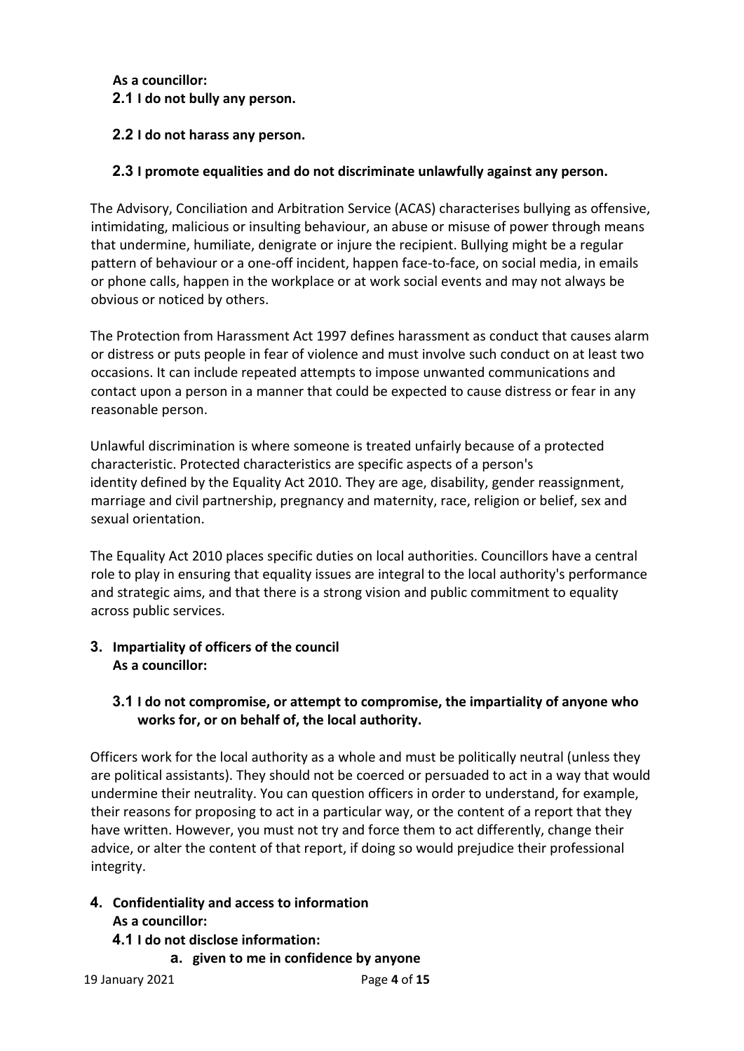**As a councillor:**

**2.1 I do not bully any person.**

**2.2 I do not harass any person.**

**2.3 I promote equalities and do not discriminate unlawfully against any person.**

The Advisory, Conciliation and Arbitration Service (ACAS) characterises bullying as offensive, intimidating, malicious or insulting behaviour, an abuse or misuse of power through means that undermine, humiliate, denigrate or injure the recipient. Bullying might be a regular pattern of behaviour or a one-off incident, happen face-to-face, on social media, in emails or phone calls, happen in the workplace or at work social events and may not always be obvious or noticed by others.

The Protection from Harassment Act 1997 defines harassment as conduct that causes alarm or distress or puts people in fear of violence and must involve such conduct on at least two occasions. It can include repeated attempts to impose unwanted communications and contact upon a person in a manner that could be expected to cause distress or fear in any reasonable person.

Unlawful discrimination is where someone is treated unfairly because of a protected characteristic. Protected characteristics are specific aspects of a person's identity defined by the Equality Act 2010. They are age, disability, gender reassignment, marriage and civil partnership, pregnancy and maternity, race, religion or belief, sex and sexual orientation.

The Equality Act 2010 places specific duties on local authorities. Councillors have a central role to play in ensuring that equality issues are integral to the local authority's performance and strategic aims, and that there is a strong vision and public commitment to equality across public services.

## 3. Impartiality of officers of the council

**As a councillor:**

**3.1 I do not compromise, or attempt to compromise, the impartiality of anyone who works for, or on behalf of, the local authority.**

Officers work for the local authority as a whole and must be politically neutral (unless they are political assistants). They should not be coerced or persuaded to act in a way that would undermine their neutrality. You can question officers in order to understand, for example, their reasons for proposing to act in a particular way, or the content of a report that they have written. However, you must not try and force them to act differently, change their advice, or alter the content of that report, if doing so would prejudice their professional integrity.

## 4. Confidentiality and access to information

**As a councillor:**

**4.1 I do not disclose information:**

**a. given to me in confidence by anyone**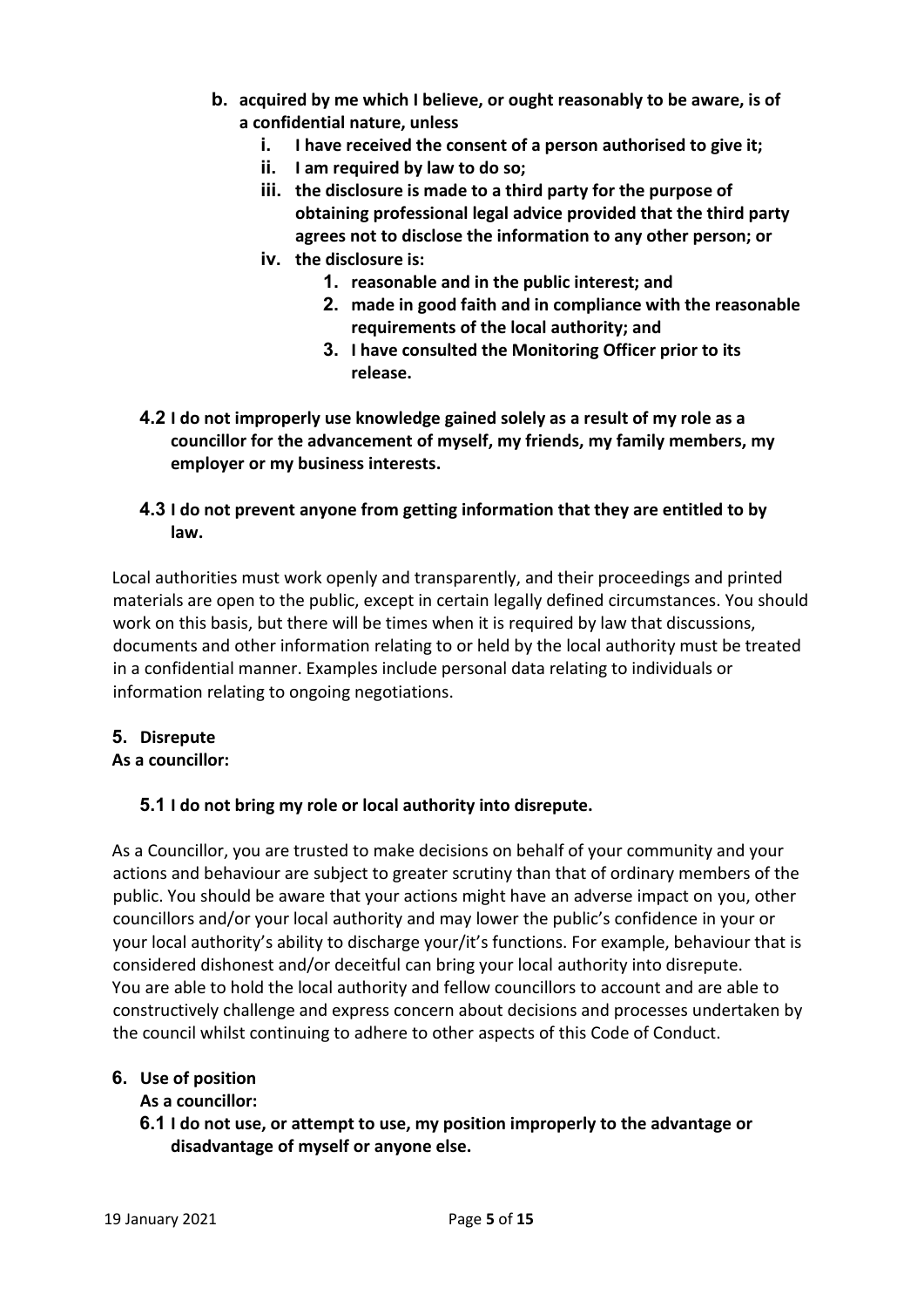- **b. acquired by me which I believe, or ought reasonably to be aware, is of a confidential nature, unless**
  - **i. I have received the consent of a person authorised to give it;**
  - **ii. I am required by law to do so;**
  - **iii. the disclosure is made to a third party for the purpose of obtaining professional legal advice provided that the third party agrees not to disclose the information to any other person; or**
  - **iv. the disclosure is:**
    - **1. reasonable and in the public interest; and**
    - **2. made in good faith and in compliance with the reasonable requirements of the local authority; and**
    - **3. I have consulted the Monitoring Officer prior to its release.**

**4.2 I do not improperly use knowledge gained solely as a result of my role as a councillor for the advancement of myself, my friends, my family members, my employer or my business interests.**

**4.3 I do not prevent anyone from getting information that they are entitled to by law.**

Local authorities must work openly and transparently, and their proceedings and printed materials are open to the public, except in certain legally defined circumstances. You should work on this basis, but there will be times when it is required by law that discussions, documents and other information relating to or held by the local authority must be treated in a confidential manner. Examples include personal data relating to individuals or information relating to ongoing negotiations.

## 5. Disrepute

**As a councillor:**

**5.1 I do not bring my role or local authority into disrepute.**

As a Councillor, you are trusted to make decisions on behalf of your community and your actions and behaviour are subject to greater scrutiny than that of ordinary members of the public. You should be aware that your actions might have an adverse impact on you, other councillors and/or your local authority and may lower the public's confidence in your or your local authority's ability to discharge your/it's functions. For example, behaviour that is considered dishonest and/or deceitful can bring your local authority into disrepute. You are able to hold the local authority and fellow councillors to account and are able to constructively challenge and express concern about decisions and processes undertaken by the council whilst continuing to adhere to other aspects of this Code of Conduct.

## 6. Use of position

**As a councillor:**

**6.1 I do not use, or attempt to use, my position improperly to the advantage or disadvantage of myself or anyone else.**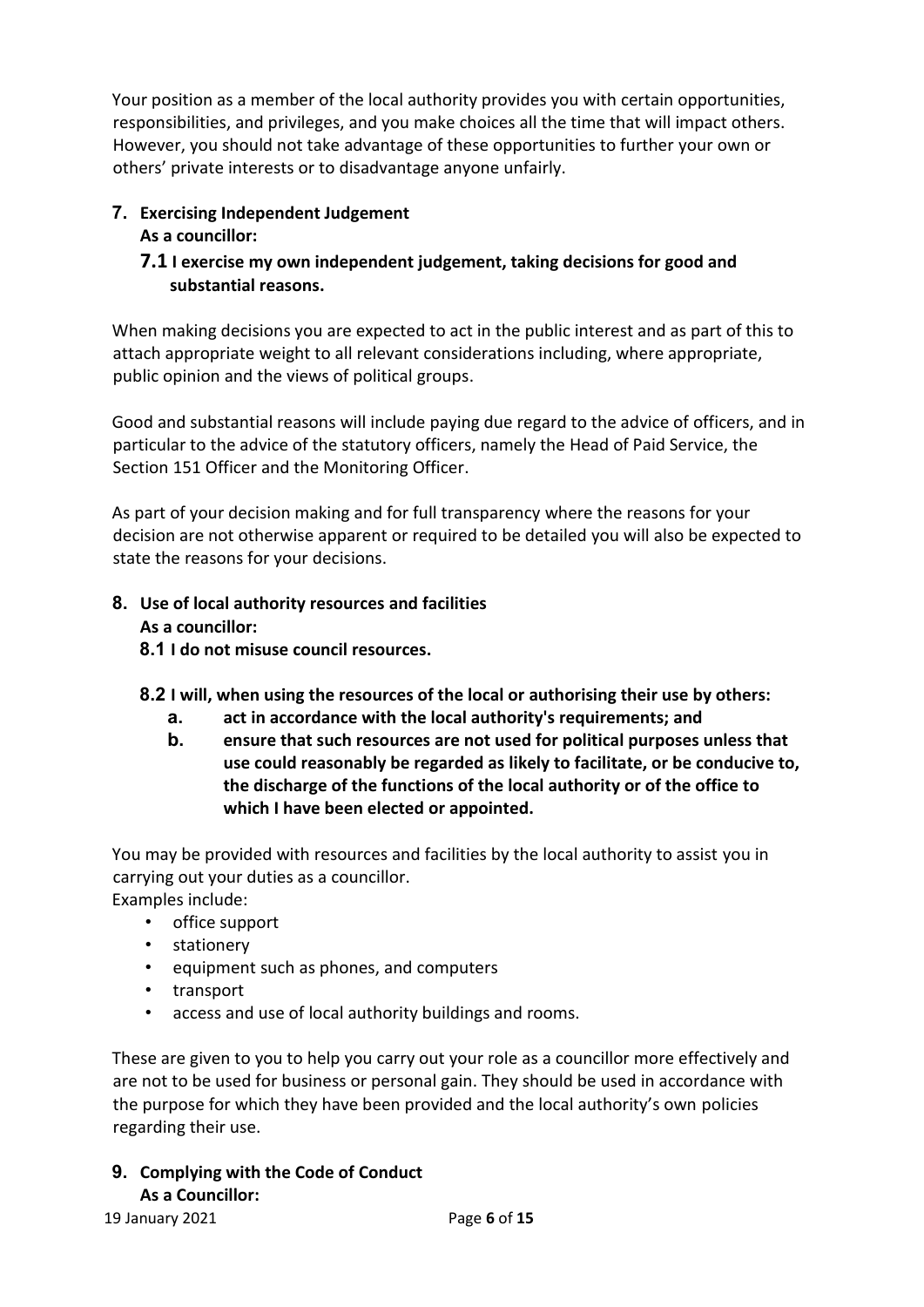Your position as a member of the local authority provides you with certain opportunities, responsibilities, and privileges, and you make choices all the time that will impact others. However, you should not take advantage of these opportunities to further your own or others' private interests or to disadvantage anyone unfairly.

## 7. Exercising Independent Judgement

**As a councillor:**

### 7.1 I exercise my own independent judgement, taking decisions for good and substantial reasons.

When making decisions you are expected to act in the public interest and as part of this to attach appropriate weight to all relevant considerations including, where appropriate, public opinion and the views of political groups.

Good and substantial reasons will include paying due regard to the advice of officers, and in particular to the advice of the statutory officers, namely the Head of Paid Service, the Section 151 Officer and the Monitoring Officer.

As part of your decision making and for full transparency where the reasons for your decision are not otherwise apparent or required to be detailed you will also be expected to state the reasons for your decisions.

## 8. Use of local authority resources and facilities

**As a councillor:**

### 8.1 I do not misuse council resources.

### 8.2 I will, when using the resources of the local or authorising their use by others:

**a. act in accordance with the local authority's requirements; and**

**b. ensure that such resources are not used for political purposes unless that use could reasonably be regarded as likely to facilitate, or be conducive to, the discharge of the functions of the local authority or of the office to which I have been elected or appointed.**

You may be provided with resources and facilities by the local authority to assist you in carrying out your duties as a councillor.

Examples include:

- office support
- stationery
- equipment such as phones, and computers
- transport
- access and use of local authority buildings and rooms.

These are given to you to help you carry out your role as a councillor more effectively and are not to be used for business or personal gain. They should be used in accordance with the purpose for which they have been provided and the local authority's own policies regarding their use.

## 9. Complying with the Code of Conduct

**As a Councillor:**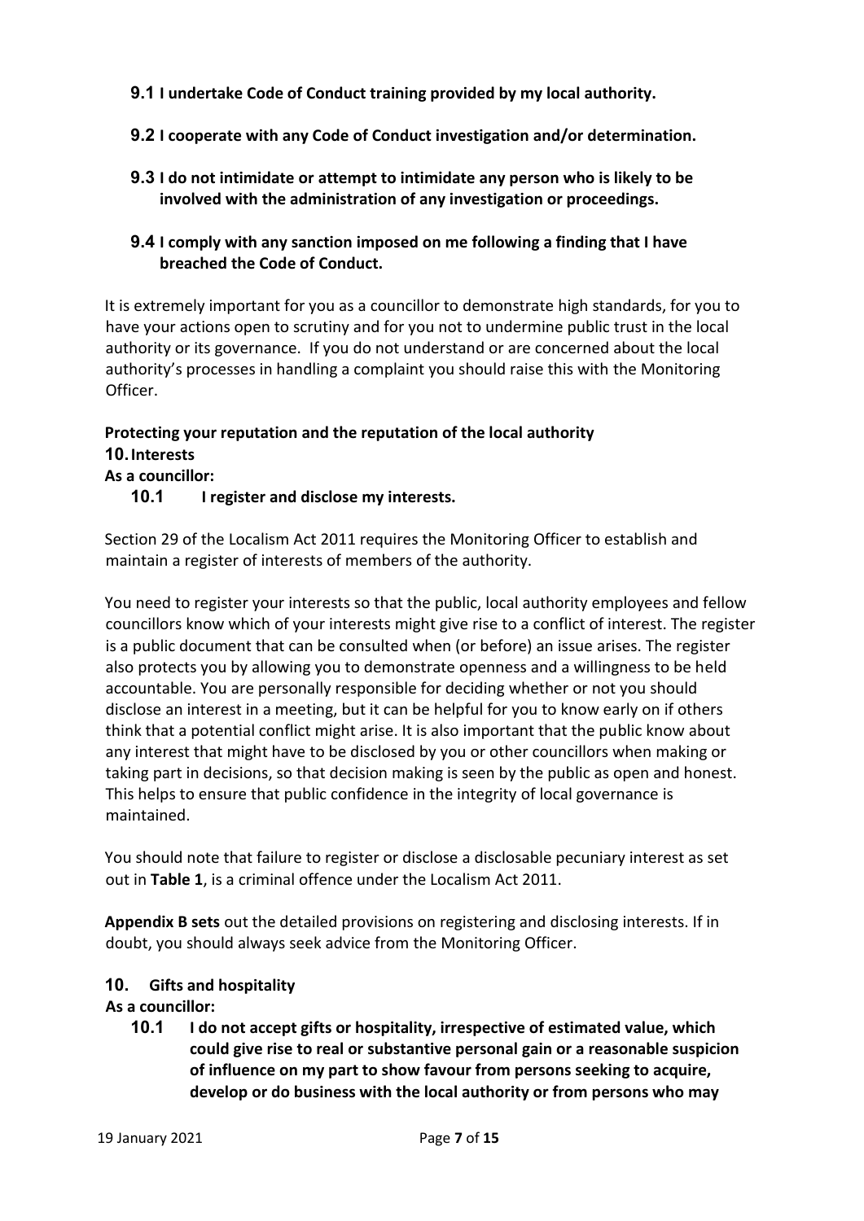**9.1 I undertake Code of Conduct training provided by my local authority.**

**9.2 I cooperate with any Code of Conduct investigation and/or determination.**

**9.3 I do not intimidate or attempt to intimidate any person who is likely to be involved with the administration of any investigation or proceedings.**

**9.4 I comply with any sanction imposed on me following a finding that I have breached the Code of Conduct.**

It is extremely important for you as a councillor to demonstrate high standards, for you to have your actions open to scrutiny and for you not to undermine public trust in the local authority or its governance. If you do not understand or are concerned about the local authority's processes in handling a complaint you should raise this with the Monitoring Officer.

## Protecting your reputation and the reputation of the local authority

### 10. Interests

**As a councillor:**

**10.1 I register and disclose my interests.**

Section 29 of the Localism Act 2011 requires the Monitoring Officer to establish and maintain a register of interests of members of the authority.

You need to register your interests so that the public, local authority employees and fellow councillors know which of your interests might give rise to a conflict of interest. The register is a public document that can be consulted when (or before) an issue arises. The register also protects you by allowing you to demonstrate openness and a willingness to be held accountable. You are personally responsible for deciding whether or not you should disclose an interest in a meeting, but it can be helpful for you to know early on if others think that a potential conflict might arise. It is also important that the public know about any interest that might have to be disclosed by you or other councillors when making or taking part in decisions, so that decision making is seen by the public as open and honest. This helps to ensure that public confidence in the integrity of local governance is maintained.

You should note that failure to register or disclose a disclosable pecuniary interest as set out in **Table 1**, is a criminal offence under the Localism Act 2011.

**Appendix B sets** out the detailed provisions on registering and disclosing interests. If in doubt, you should always seek advice from the Monitoring Officer.

### 10. Gifts and hospitality

**As a councillor:**

**10.1 I do not accept gifts or hospitality, irrespective of estimated value, which could give rise to real or substantive personal gain or a reasonable suspicion of influence on my part to show favour from persons seeking to acquire, develop or do business with the local authority or from persons who may**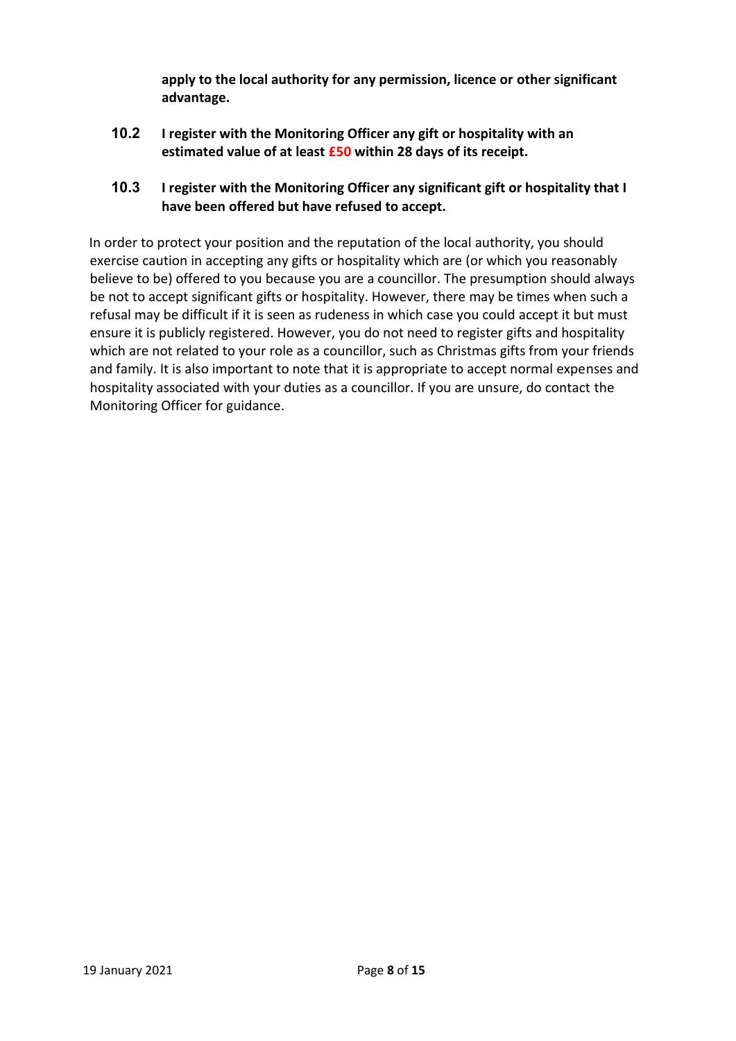**apply to the local authority for any permission, licence or other significant advantage.**

**10.2** **I register with the Monitoring Officer any gift or hospitality with an estimated value of at least £50 within 28 days of its receipt.**

**10.3** **I register with the Monitoring Officer any significant gift or hospitality that I have been offered but have refused to accept.**

In order to protect your position and the reputation of the local authority, you should exercise caution in accepting any gifts or hospitality which are (or which you reasonably believe to be) offered to you because you are a councillor. The presumption should always be not to accept significant gifts or hospitality. However, there may be times when such a refusal may be difficult if it is seen as rudeness in which case you could accept it but must ensure it is publicly registered. However, you do not need to register gifts and hospitality which are not related to your role as a councillor, such as Christmas gifts from your friends and family. It is also important to note that it is appropriate to accept normal expenses and hospitality associated with your duties as a councillor. If you are unsure, do contact the Monitoring Officer for guidance.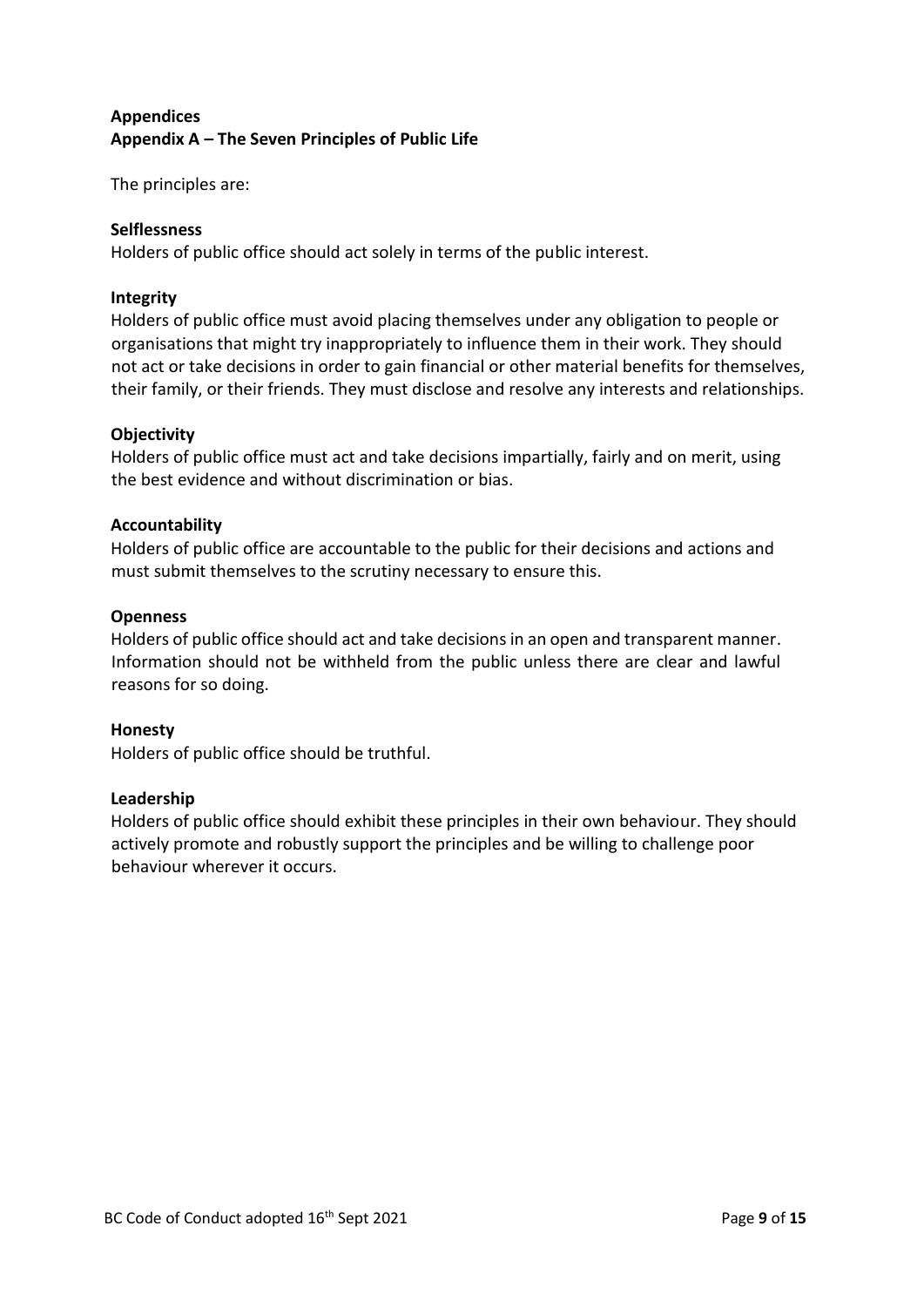## Appendices

### Appendix A – The Seven Principles of Public Life

The principles are:

**Selflessness**

Holders of public office should act solely in terms of the public interest.

**Integrity**

Holders of public office must avoid placing themselves under any obligation to people or organisations that might try inappropriately to influence them in their work. They should not act or take decisions in order to gain financial or other material benefits for themselves, their family, or their friends. They must disclose and resolve any interests and relationships.

**Objectivity**

Holders of public office must act and take decisions impartially, fairly and on merit, using the best evidence and without discrimination or bias.

**Accountability**

Holders of public office are accountable to the public for their decisions and actions and must submit themselves to the scrutiny necessary to ensure this.

**Openness**

Holders of public office should act and take decisions in an open and transparent manner. Information should not be withheld from the public unless there are clear and lawful reasons for so doing.

**Honesty**

Holders of public office should be truthful.

**Leadership**

Holders of public office should exhibit these principles in their own behaviour. They should actively promote and robustly support the principles and be willing to challenge poor behaviour wherever it occurs.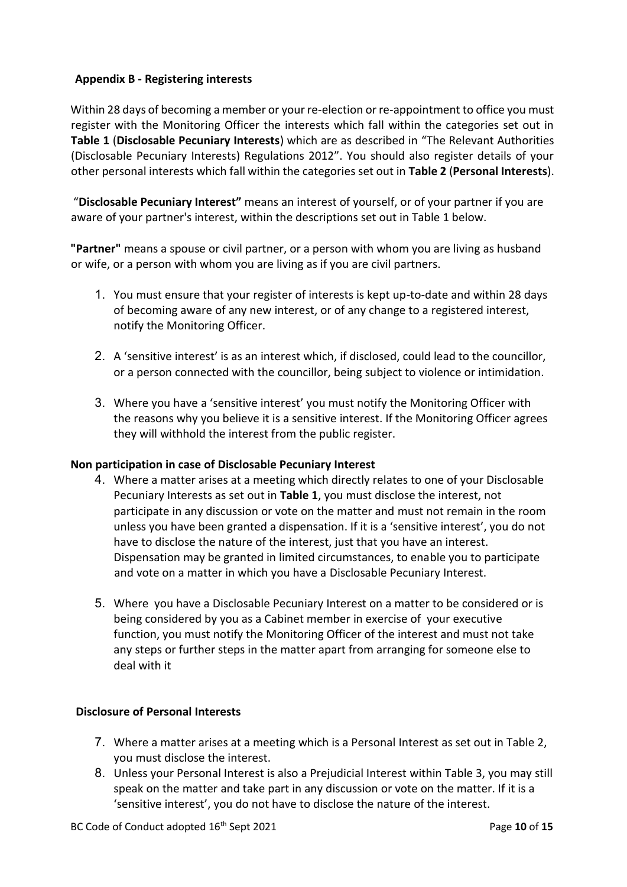**Appendix B - Registering interests**

Within 28 days of becoming a member or your re-election or re-appointment to office you must register with the Monitoring Officer the interests which fall within the categories set out in **Table 1** (**Disclosable Pecuniary Interests**) which are as described in "The Relevant Authorities (Disclosable Pecuniary Interests) Regulations 2012". You should also register details of your other personal interests which fall within the categories set out in **Table 2** (**Personal Interests**).

"**Disclosable Pecuniary Interest"** means an interest of yourself, or of your partner if you are aware of your partner's interest, within the descriptions set out in Table 1 below.

**"Partner"** means a spouse or civil partner, or a person with whom you are living as husband or wife, or a person with whom you are living as if you are civil partners.

1. You must ensure that your register of interests is kept up-to-date and within 28 days of becoming aware of any new interest, or of any change to a registered interest, notify the Monitoring Officer.
2. A 'sensitive interest' is as an interest which, if disclosed, could lead to the councillor, or a person connected with the councillor, being subject to violence or intimidation.
3. Where you have a 'sensitive interest' you must notify the Monitoring Officer with the reasons why you believe it is a sensitive interest. If the Monitoring Officer agrees they will withhold the interest from the public register.

**Non participation in case of Disclosable Pecuniary Interest**

4. Where a matter arises at a meeting which directly relates to one of your Disclosable Pecuniary Interests as set out in **Table 1**, you must disclose the interest, not participate in any discussion or vote on the matter and must not remain in the room unless you have been granted a dispensation. If it is a 'sensitive interest', you do not have to disclose the nature of the interest, just that you have an interest. Dispensation may be granted in limited circumstances, to enable you to participate and vote on a matter in which you have a Disclosable Pecuniary Interest.
5. Where you have a Disclosable Pecuniary Interest on a matter to be considered or is being considered by you as a Cabinet member in exercise of your executive function, you must notify the Monitoring Officer of the interest and must not take any steps or further steps in the matter apart from arranging for someone else to deal with it

**Disclosure of Personal Interests**

7. Where a matter arises at a meeting which is a Personal Interest as set out in Table 2, you must disclose the interest.
8. Unless your Personal Interest is also a Prejudicial Interest within Table 3, you may still speak on the matter and take part in any discussion or vote on the matter. If it is a 'sensitive interest', you do not have to disclose the nature of the interest.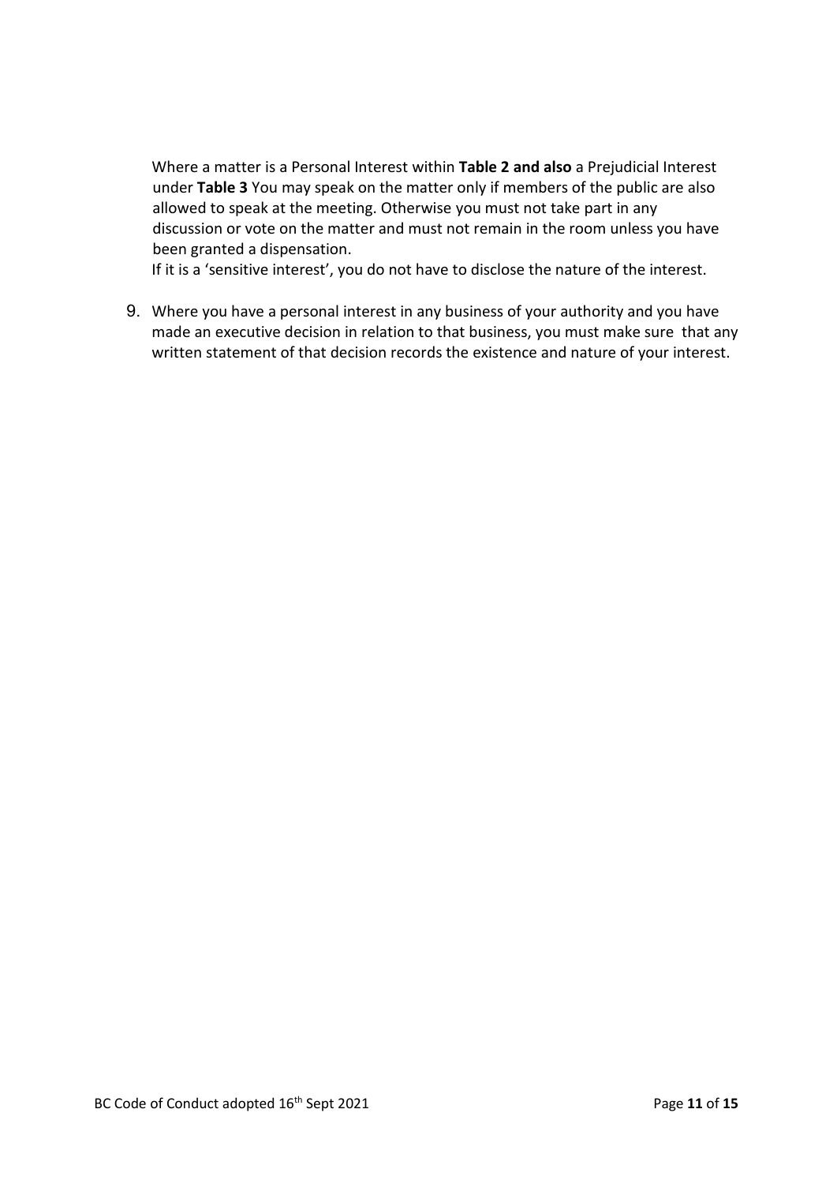Where a matter is a Personal Interest within **Table 2 and also** a Prejudicial Interest under **Table 3** You may speak on the matter only if members of the public are also allowed to speak at the meeting. Otherwise you must not take part in any discussion or vote on the matter and must not remain in the room unless you have been granted a dispensation.

If it is a 'sensitive interest', you do not have to disclose the nature of the interest.

9. Where you have a personal interest in any business of your authority and you have made an executive decision in relation to that business, you must make sure that any written statement of that decision records the existence and nature of your interest.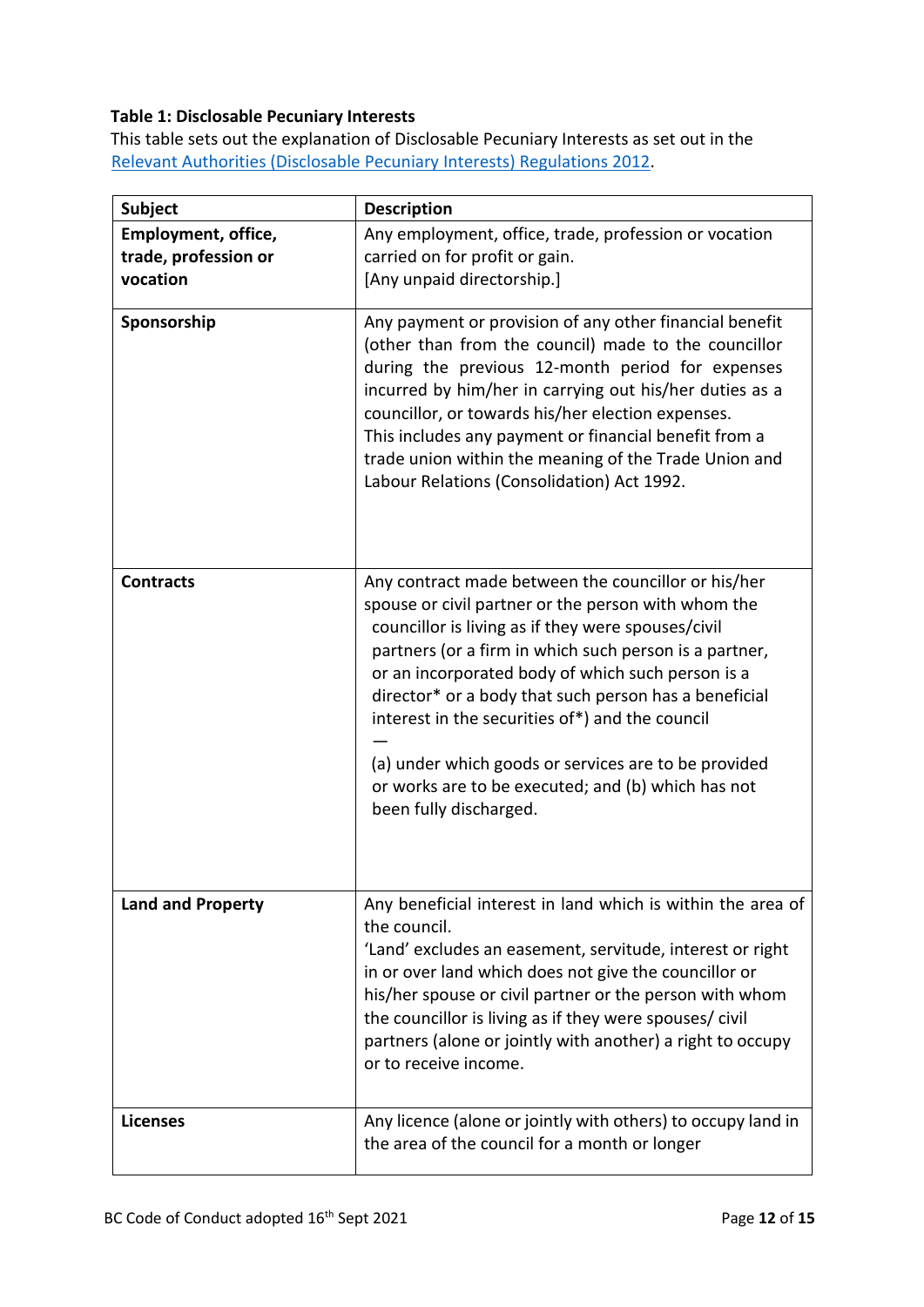**Table 1: Disclosable Pecuniary Interests**

This table sets out the explanation of Disclosable Pecuniary Interests as set out in the Relevant Authorities (Disclosable Pecuniary Interests) Regulations 2012.

| Subject | Description |
| --- | --- |
| **Employment, office, trade, profession or vocation** | Any employment, office, trade, profession or vocation carried on for profit or gain. [Any unpaid directorship.] |
| **Sponsorship** | Any payment or provision of any other financial benefit (other than from the council) made to the councillor during the previous 12-month period for expenses incurred by him/her in carrying out his/her duties as a councillor, or towards his/her election expenses. This includes any payment or financial benefit from a trade union within the meaning of the Trade Union and Labour Relations (Consolidation) Act 1992. |
| **Contracts** | Any contract made between the councillor or his/her spouse or civil partner or the person with whom the councillor is living as if they were spouses/civil partners (or a firm in which such person is a partner, or an incorporated body of which such person is a director* or a body that such person has a beneficial interest in the securities of*) and the council — (a) under which goods or services are to be provided or works are to be executed; and (b) which has not been fully discharged. |
| **Land and Property** | Any beneficial interest in land which is within the area of the council. 'Land' excludes an easement, servitude, interest or right in or over land which does not give the councillor or his/her spouse or civil partner or the person with whom the councillor is living as if they were spouses/ civil partners (alone or jointly with another) a right to occupy or to receive income. |
| **Licenses** | Any licence (alone or jointly with others) to occupy land in the area of the council for a month or longer |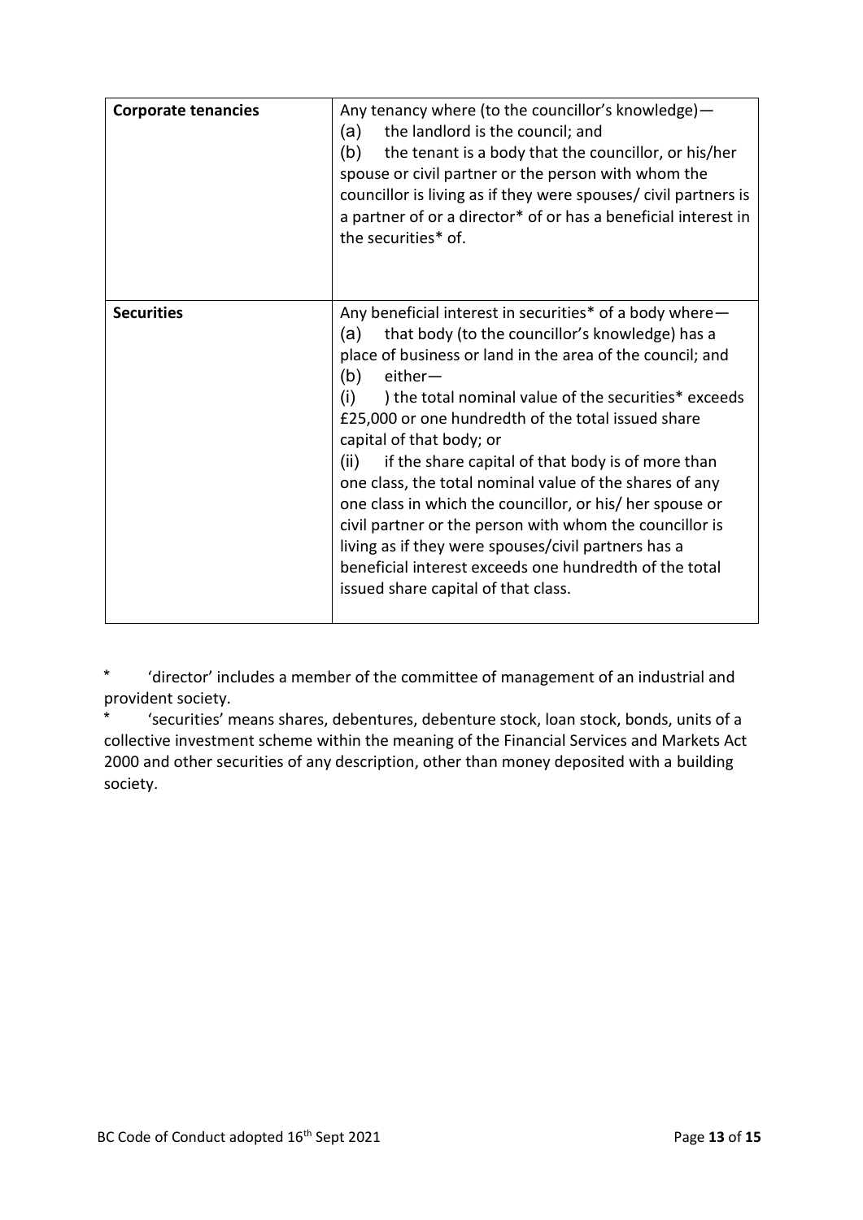| | |
|---|---|
| **Corporate tenancies** | Any tenancy where (to the councillor's knowledge)—<br>(a) the landlord is the council; and<br>(b) the tenant is a body that the councillor, or his/her spouse or civil partner or the person with whom the councillor is living as if they were spouses/ civil partners is a partner of or a director* of or has a beneficial interest in the securities* of. |
| **Securities** | Any beneficial interest in securities* of a body where—<br>(a) that body (to the councillor's knowledge) has a place of business or land in the area of the council; and<br>(b) either—<br>(i) ) the total nominal value of the securities* exceeds £25,000 or one hundredth of the total issued share capital of that body; or<br>(ii) if the share capital of that body is of more than one class, the total nominal value of the shares of any one class in which the councillor, or his/ her spouse or civil partner or the person with whom the councillor is living as if they were spouses/civil partners has a beneficial interest exceeds one hundredth of the total issued share capital of that class. |

\* 'director' includes a member of the committee of management of an industrial and provident society.

\* 'securities' means shares, debentures, debenture stock, loan stock, bonds, units of a collective investment scheme within the meaning of the Financial Services and Markets Act 2000 and other securities of any description, other than money deposited with a building society.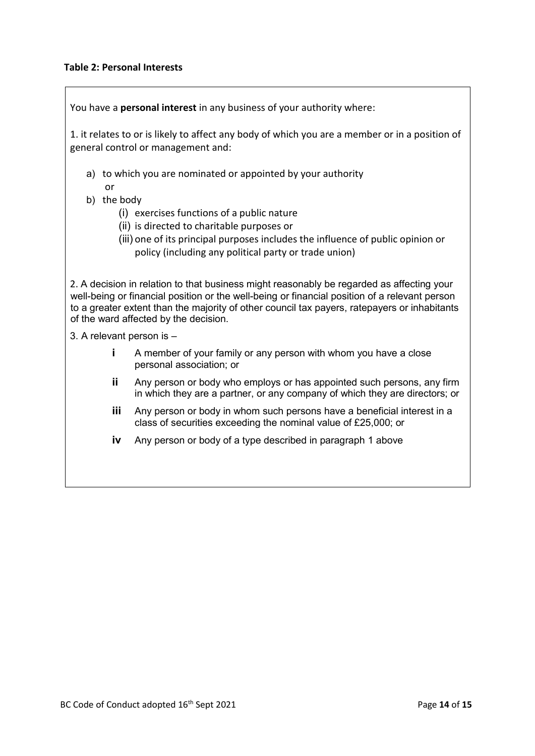**Table 2: Personal Interests**

You have a **personal interest** in any business of your authority where:

1. it relates to or is likely to affect any body of which you are a member or in a position of general control or management and:

   a) to which you are nominated or appointed by your authority
      or
   b) the body
      (i) exercises functions of a public nature
      (ii) is directed to charitable purposes or
      (iii) one of its principal purposes includes the influence of public opinion or policy (including any political party or trade union)

2. A decision in relation to that business might reasonably be regarded as affecting your well-being or financial position or the well-being or financial position of a relevant person to a greater extent than the majority of other council tax payers, ratepayers or inhabitants of the ward affected by the decision.

3. A relevant person is –

   **i** A member of your family or any person with whom you have a close personal association; or

   **ii** Any person or body who employs or has appointed such persons, any firm in which they are a partner, or any company of which they are directors; or

   **iii** Any person or body in whom such persons have a beneficial interest in a class of securities exceeding the nominal value of £25,000; or

   **iv** Any person or body of a type described in paragraph 1 above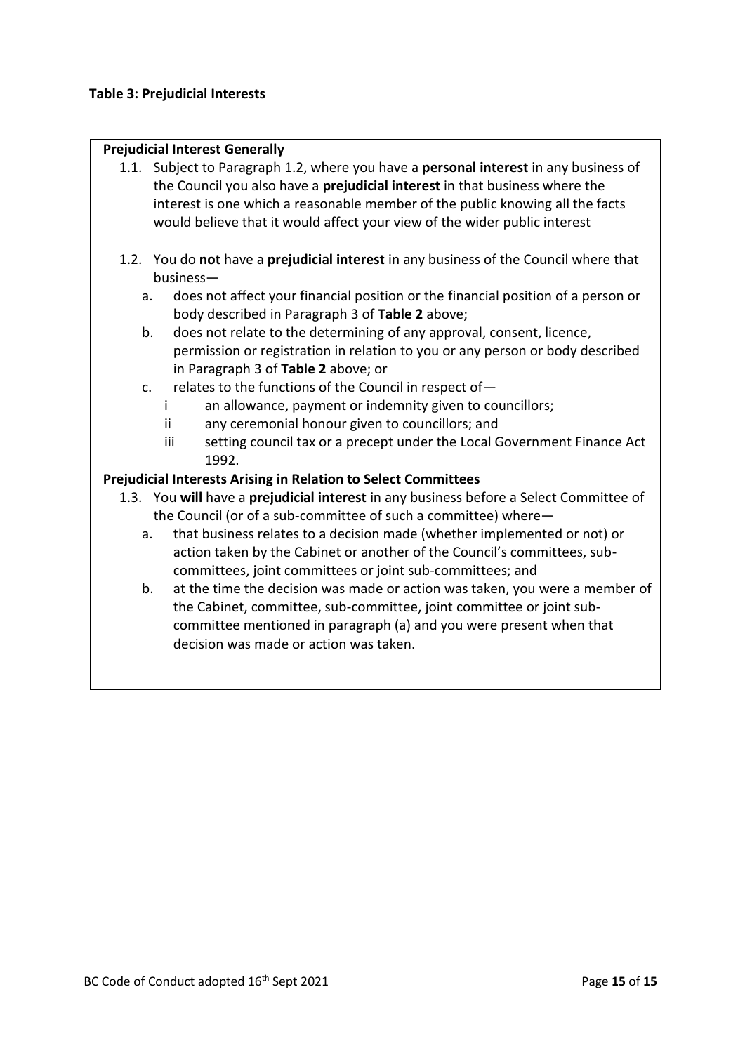**Table 3: Prejudicial Interests**

**Prejudicial Interest Generally**

1.1. Subject to Paragraph 1.2, where you have a **personal interest** in any business of the Council you also have a **prejudicial interest** in that business where the interest is one which a reasonable member of the public knowing all the facts would believe that it would affect your view of the wider public interest

1.2. You do **not** have a **prejudicial interest** in any business of the Council where that business—

   a. does not affect your financial position or the financial position of a person or body described in Paragraph 3 of **Table 2** above;

   b. does not relate to the determining of any approval, consent, licence, permission or registration in relation to you or any person or body described in Paragraph 3 of **Table 2** above; or

   c. relates to the functions of the Council in respect of—

      i an allowance, payment or indemnity given to councillors;

      ii any ceremonial honour given to councillors; and

      iii setting council tax or a precept under the Local Government Finance Act 1992.

**Prejudicial Interests Arising in Relation to Select Committees**

1.3. You **will** have a **prejudicial interest** in any business before a Select Committee of the Council (or of a sub-committee of such a committee) where—

   a. that business relates to a decision made (whether implemented or not) or action taken by the Cabinet or another of the Council's committees, sub-committees, joint committees or joint sub-committees; and

   b. at the time the decision was made or action was taken, you were a member of the Cabinet, committee, sub-committee, joint committee or joint sub-committee mentioned in paragraph (a) and you were present when that decision was made or action was taken.